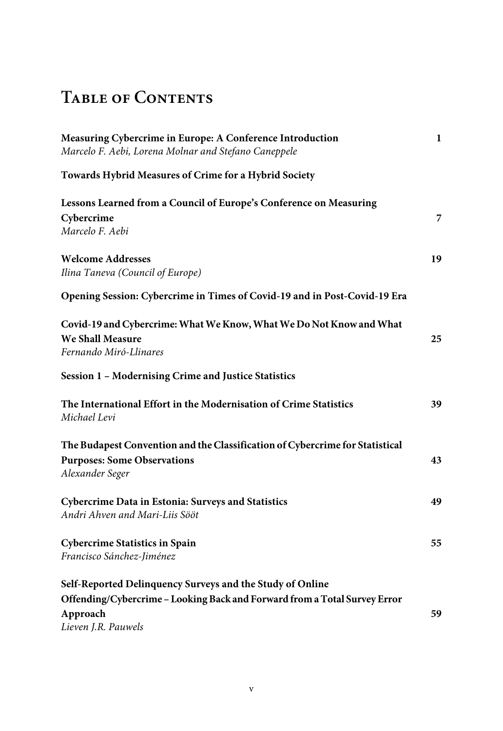# Table of Contents

**Measuring Cybercrime in Europe: A Conference Introduction** 1
*Marcelo F. Aebi, Lorena Molnar and Stefano Caneppele*

**Towards Hybrid Measures of Crime for a Hybrid Society**

**Lessons Learned from a Council of Europe's Conference on Measuring Cybercrime** 7
*Marcelo F. Aebi*

**Welcome Addresses** 19
*Ilina Taneva (Council of Europe)*

**Opening Session: Cybercrime in Times of Covid-19 and in Post-Covid-19 Era**

**Covid-19 and Cybercrime: What We Know, What We Do Not Know and What We Shall Measure** 25
*Fernando Miró-Llinares*

**Session 1 – Modernising Crime and Justice Statistics**

**The International Effort in the Modernisation of Crime Statistics** 39
*Michael Levi*

**The Budapest Convention and the Classification of Cybercrime for Statistical Purposes: Some Observations** 43
*Alexander Seger*

**Cybercrime Data in Estonia: Surveys and Statistics** 49
*Andri Ahven and Mari-Liis Sööt*

**Cybercrime Statistics in Spain** 55
*Francisco Sánchez-Jiménez*

**Self-Reported Delinquency Surveys and the Study of Online Offending/Cybercrime – Looking Back and Forward from a Total Survey Error Approach** 59
*Lieven J.R. Pauwels*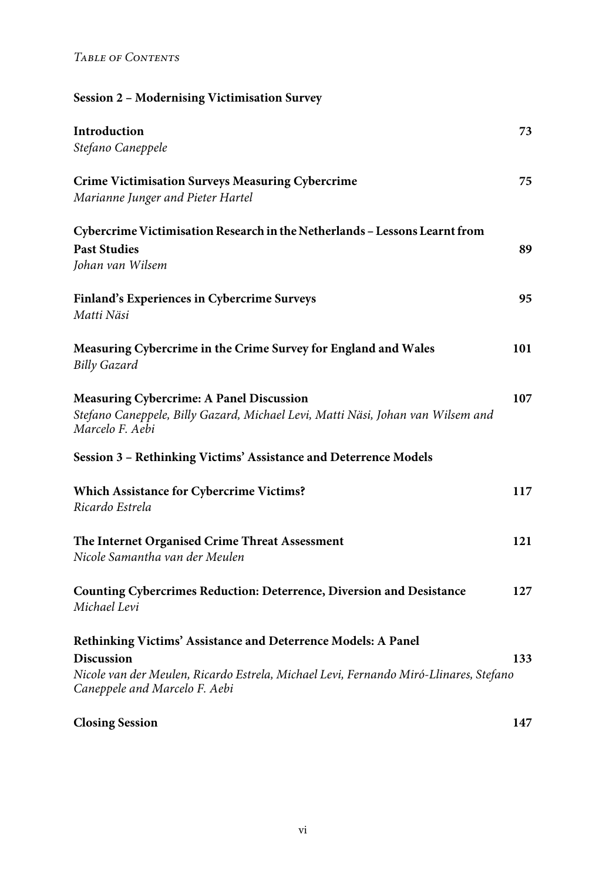## Session 2 – Modernising Victimisation Survey

**Introduction** 73
*Stefano Caneppele*

**Crime Victimisation Surveys Measuring Cybercrime** 75
*Marianne Junger and Pieter Hartel*

**Cybercrime Victimisation Research in the Netherlands – Lessons Learnt from Past Studies** 89
*Johan van Wilsem*

**Finland's Experiences in Cybercrime Surveys** 95
*Matti Näsi*

**Measuring Cybercrime in the Crime Survey for England and Wales** 101
*Billy Gazard*

**Measuring Cybercrime: A Panel Discussion** 107
*Stefano Caneppele, Billy Gazard, Michael Levi, Matti Näsi, Johan van Wilsem and Marcelo F. Aebi*

## Session 3 – Rethinking Victims' Assistance and Deterrence Models

**Which Assistance for Cybercrime Victims?** 117
*Ricardo Estrela*

**The Internet Organised Crime Threat Assessment** 121
*Nicole Samantha van der Meulen*

**Counting Cybercrimes Reduction: Deterrence, Diversion and Desistance** 127
*Michael Levi*

**Rethinking Victims' Assistance and Deterrence Models: A Panel Discussion** 133
*Nicole van der Meulen, Ricardo Estrela, Michael Levi, Fernando Miró-Llinares, Stefano Caneppele and Marcelo F. Aebi*

**Closing Session** 147